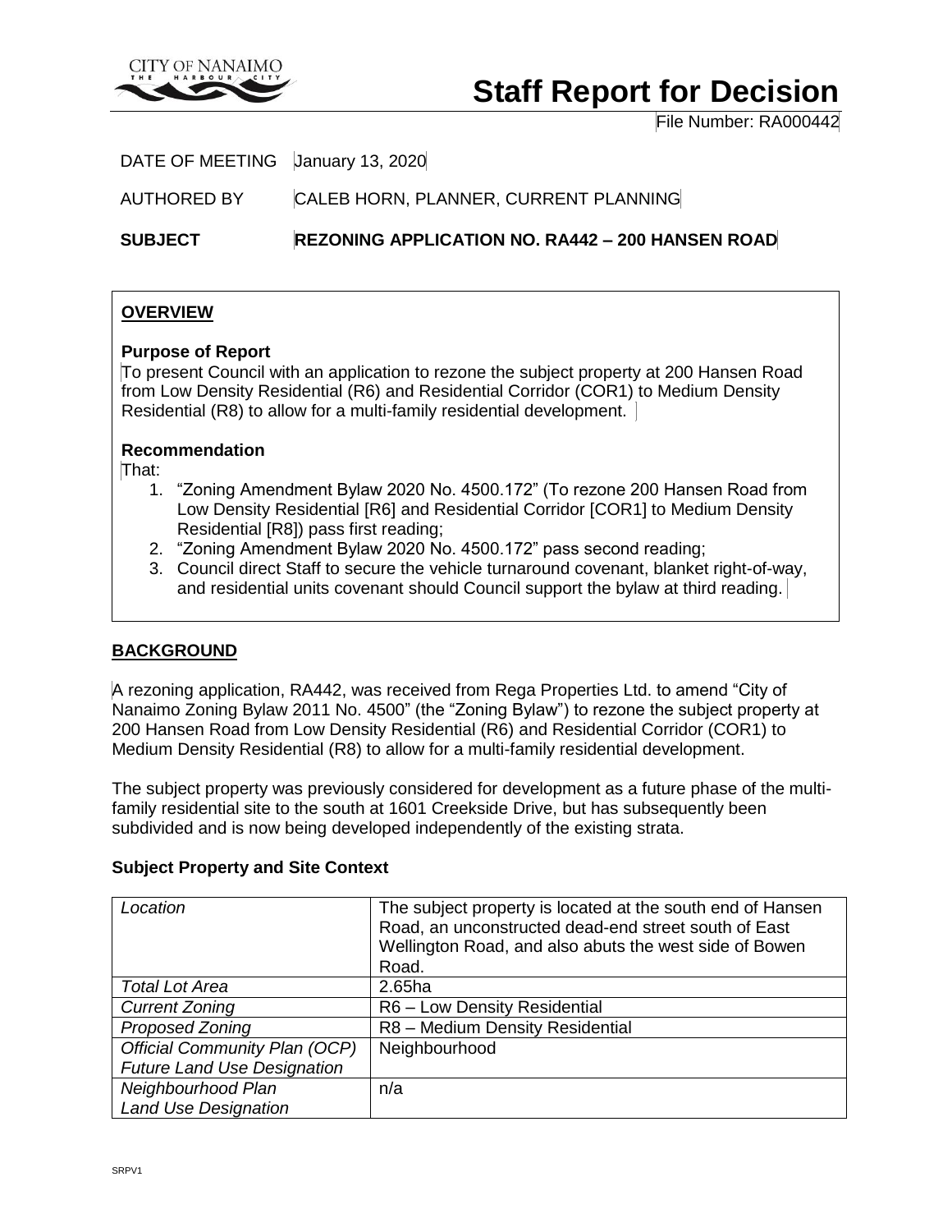# Staff Report for Decision

File Number: RA000442

DATE OF MEETING January 13, 2020

AUTHORED BY CALEB HORN, PLANNER, CURRENT PLANNING

**SUBJECT REZONING APPLICATION NO. RA442 – 200 HANSEN ROAD**

## OVERVIEW

### Purpose of Report

To present Council with an application to rezone the subject property at 200 Hansen Road from Low Density Residential (R6) and Residential Corridor (COR1) to Medium Density Residential (R8) to allow for a multi-family residential development.

### Recommendation

That:

1. "Zoning Amendment Bylaw 2020 No. 4500.172" (To rezone 200 Hansen Road from Low Density Residential [R6] and Residential Corridor [COR1] to Medium Density Residential [R8]) pass first reading;
2. "Zoning Amendment Bylaw 2020 No. 4500.172" pass second reading;
3. Council direct Staff to secure the vehicle turnaround covenant, blanket right-of-way, and residential units covenant should Council support the bylaw at third reading.

## BACKGROUND

A rezoning application, RA442, was received from Rega Properties Ltd. to amend "City of Nanaimo Zoning Bylaw 2011 No. 4500" (the "Zoning Bylaw") to rezone the subject property at 200 Hansen Road from Low Density Residential (R6) and Residential Corridor (COR1) to Medium Density Residential (R8) to allow for a multi-family residential development.

The subject property was previously considered for development as a future phase of the multi-family residential site to the south at 1601 Creekside Drive, but has subsequently been subdivided and is now being developed independently of the existing strata.

### Subject Property and Site Context

| | |
|---|---|
| *Location* | The subject property is located at the south end of Hansen Road, an unconstructed dead-end street south of East Wellington Road, and also abuts the west side of Bowen Road. |
| *Total Lot Area* | 2.65ha |
| *Current Zoning* | R6 – Low Density Residential |
| *Proposed Zoning* | R8 – Medium Density Residential |
| *Official Community Plan (OCP) Future Land Use Designation* | Neighbourhood |
| *Neighbourhood Plan Land Use Designation* | n/a |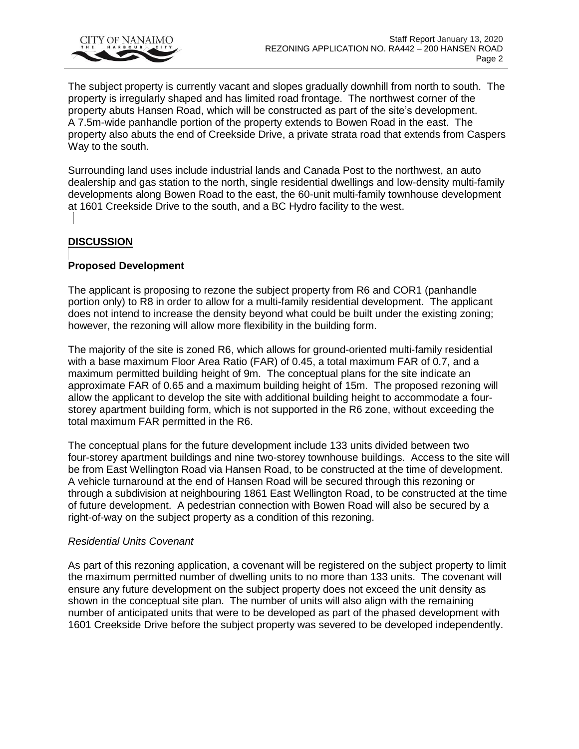The subject property is currently vacant and slopes gradually downhill from north to south. The property is irregularly shaped and has limited road frontage. The northwest corner of the property abuts Hansen Road, which will be constructed as part of the site's development. A 7.5m-wide panhandle portion of the property extends to Bowen Road in the east. The property also abuts the end of Creekside Drive, a private strata road that extends from Caspers Way to the south.

Surrounding land uses include industrial lands and Canada Post to the northwest, an auto dealership and gas station to the north, single residential dwellings and low-density multi-family developments along Bowen Road to the east, the 60-unit multi-family townhouse development at 1601 Creekside Drive to the south, and a BC Hydro facility to the west.

## DISCUSSION

### Proposed Development

The applicant is proposing to rezone the subject property from R6 and COR1 (panhandle portion only) to R8 in order to allow for a multi-family residential development. The applicant does not intend to increase the density beyond what could be built under the existing zoning; however, the rezoning will allow more flexibility in the building form.

The majority of the site is zoned R6, which allows for ground-oriented multi-family residential with a base maximum Floor Area Ratio (FAR) of 0.45, a total maximum FAR of 0.7, and a maximum permitted building height of 9m. The conceptual plans for the site indicate an approximate FAR of 0.65 and a maximum building height of 15m. The proposed rezoning will allow the applicant to develop the site with additional building height to accommodate a four-storey apartment building form, which is not supported in the R6 zone, without exceeding the total maximum FAR permitted in the R6.

The conceptual plans for the future development include 133 units divided between two four-storey apartment buildings and nine two-storey townhouse buildings. Access to the site will be from East Wellington Road via Hansen Road, to be constructed at the time of development. A vehicle turnaround at the end of Hansen Road will be secured through this rezoning or through a subdivision at neighbouring 1861 East Wellington Road, to be constructed at the time of future development. A pedestrian connection with Bowen Road will also be secured by a right-of-way on the subject property as a condition of this rezoning.

*Residential Units Covenant*

As part of this rezoning application, a covenant will be registered on the subject property to limit the maximum permitted number of dwelling units to no more than 133 units. The covenant will ensure any future development on the subject property does not exceed the unit density as shown in the conceptual site plan. The number of units will also align with the remaining number of anticipated units that were to be developed as part of the phased development with 1601 Creekside Drive before the subject property was severed to be developed independently.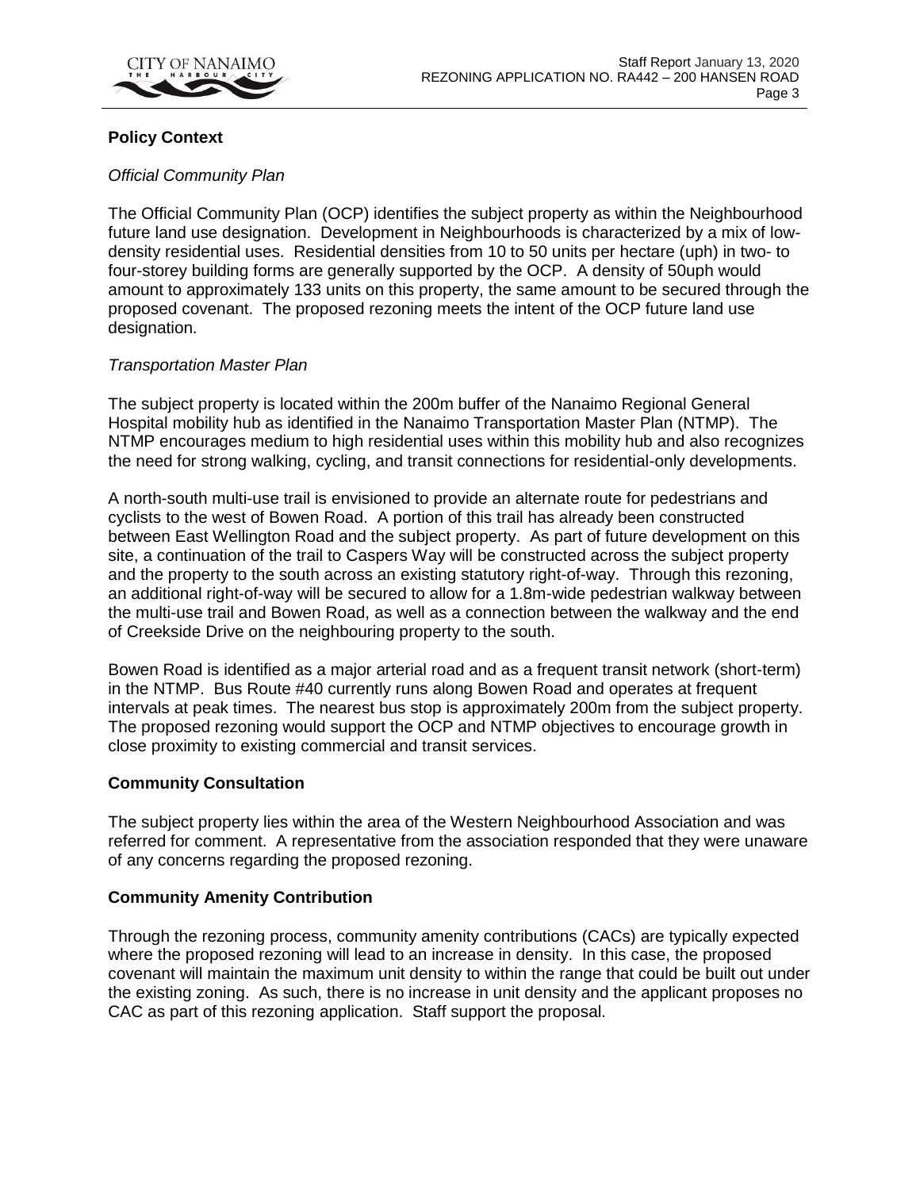## Policy Context

### *Official Community Plan*

The Official Community Plan (OCP) identifies the subject property as within the Neighbourhood future land use designation. Development in Neighbourhoods is characterized by a mix of low-density residential uses. Residential densities from 10 to 50 units per hectare (uph) in two- to four-storey building forms are generally supported by the OCP. A density of 50uph would amount to approximately 133 units on this property, the same amount to be secured through the proposed covenant. The proposed rezoning meets the intent of the OCP future land use designation.

### *Transportation Master Plan*

The subject property is located within the 200m buffer of the Nanaimo Regional General Hospital mobility hub as identified in the Nanaimo Transportation Master Plan (NTMP). The NTMP encourages medium to high residential uses within this mobility hub and also recognizes the need for strong walking, cycling, and transit connections for residential-only developments.

A north-south multi-use trail is envisioned to provide an alternate route for pedestrians and cyclists to the west of Bowen Road. A portion of this trail has already been constructed between East Wellington Road and the subject property. As part of future development on this site, a continuation of the trail to Caspers Way will be constructed across the subject property and the property to the south across an existing statutory right-of-way. Through this rezoning, an additional right-of-way will be secured to allow for a 1.8m-wide pedestrian walkway between the multi-use trail and Bowen Road, as well as a connection between the walkway and the end of Creekside Drive on the neighbouring property to the south.

Bowen Road is identified as a major arterial road and as a frequent transit network (short-term) in the NTMP. Bus Route #40 currently runs along Bowen Road and operates at frequent intervals at peak times. The nearest bus stop is approximately 200m from the subject property. The proposed rezoning would support the OCP and NTMP objectives to encourage growth in close proximity to existing commercial and transit services.

## Community Consultation

The subject property lies within the area of the Western Neighbourhood Association and was referred for comment. A representative from the association responded that they were unaware of any concerns regarding the proposed rezoning.

## Community Amenity Contribution

Through the rezoning process, community amenity contributions (CACs) are typically expected where the proposed rezoning will lead to an increase in density. In this case, the proposed covenant will maintain the maximum unit density to within the range that could be built out under the existing zoning. As such, there is no increase in unit density and the applicant proposes no CAC as part of this rezoning application. Staff support the proposal.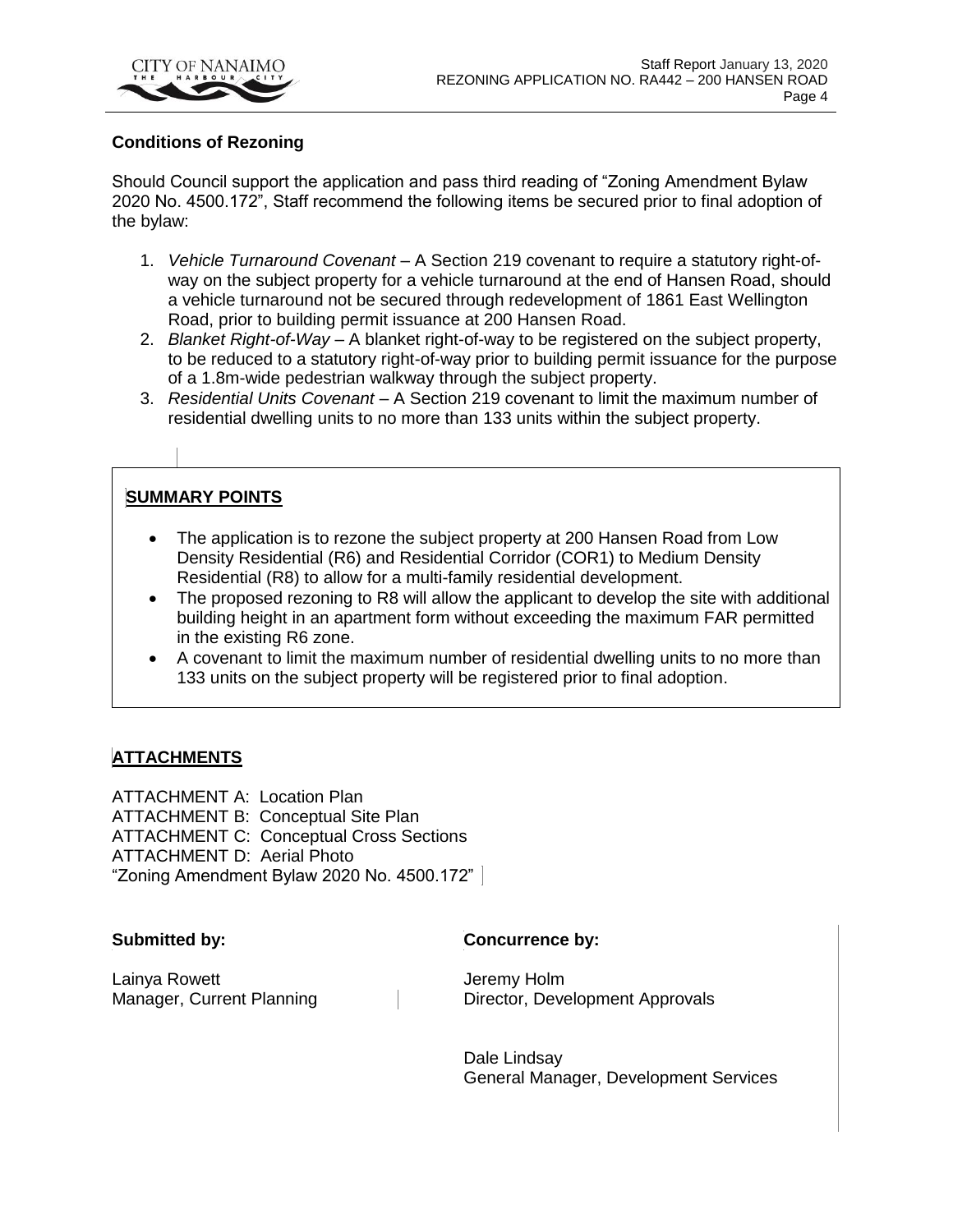### Conditions of Rezoning

Should Council support the application and pass third reading of "Zoning Amendment Bylaw 2020 No. 4500.172", Staff recommend the following items be secured prior to final adoption of the bylaw:

1. *Vehicle Turnaround Covenant* – A Section 219 covenant to require a statutory right-of-way on the subject property for a vehicle turnaround at the end of Hansen Road, should a vehicle turnaround not be secured through redevelopment of 1861 East Wellington Road, prior to building permit issuance at 200 Hansen Road.
2. *Blanket Right-of-Way* – A blanket right-of-way to be registered on the subject property, to be reduced to a statutory right-of-way prior to building permit issuance for the purpose of a 1.8m-wide pedestrian walkway through the subject property.
3. *Residential Units Covenant* – A Section 219 covenant to limit the maximum number of residential dwelling units to no more than 133 units within the subject property.

## SUMMARY POINTS

- The application is to rezone the subject property at 200 Hansen Road from Low Density Residential (R6) and Residential Corridor (COR1) to Medium Density Residential (R8) to allow for a multi-family residential development.
- The proposed rezoning to R8 will allow the applicant to develop the site with additional building height in an apartment form without exceeding the maximum FAR permitted in the existing R6 zone.
- A covenant to limit the maximum number of residential dwelling units to no more than 133 units on the subject property will be registered prior to final adoption.

## ATTACHMENTS

ATTACHMENT A: Location Plan
ATTACHMENT B: Conceptual Site Plan
ATTACHMENT C: Conceptual Cross Sections
ATTACHMENT D: Aerial Photo
"Zoning Amendment Bylaw 2020 No. 4500.172"

**Submitted by:**

Lainya Rowett
Manager, Current Planning

**Concurrence by:**

Jeremy Holm
Director, Development Approvals

Dale Lindsay
General Manager, Development Services